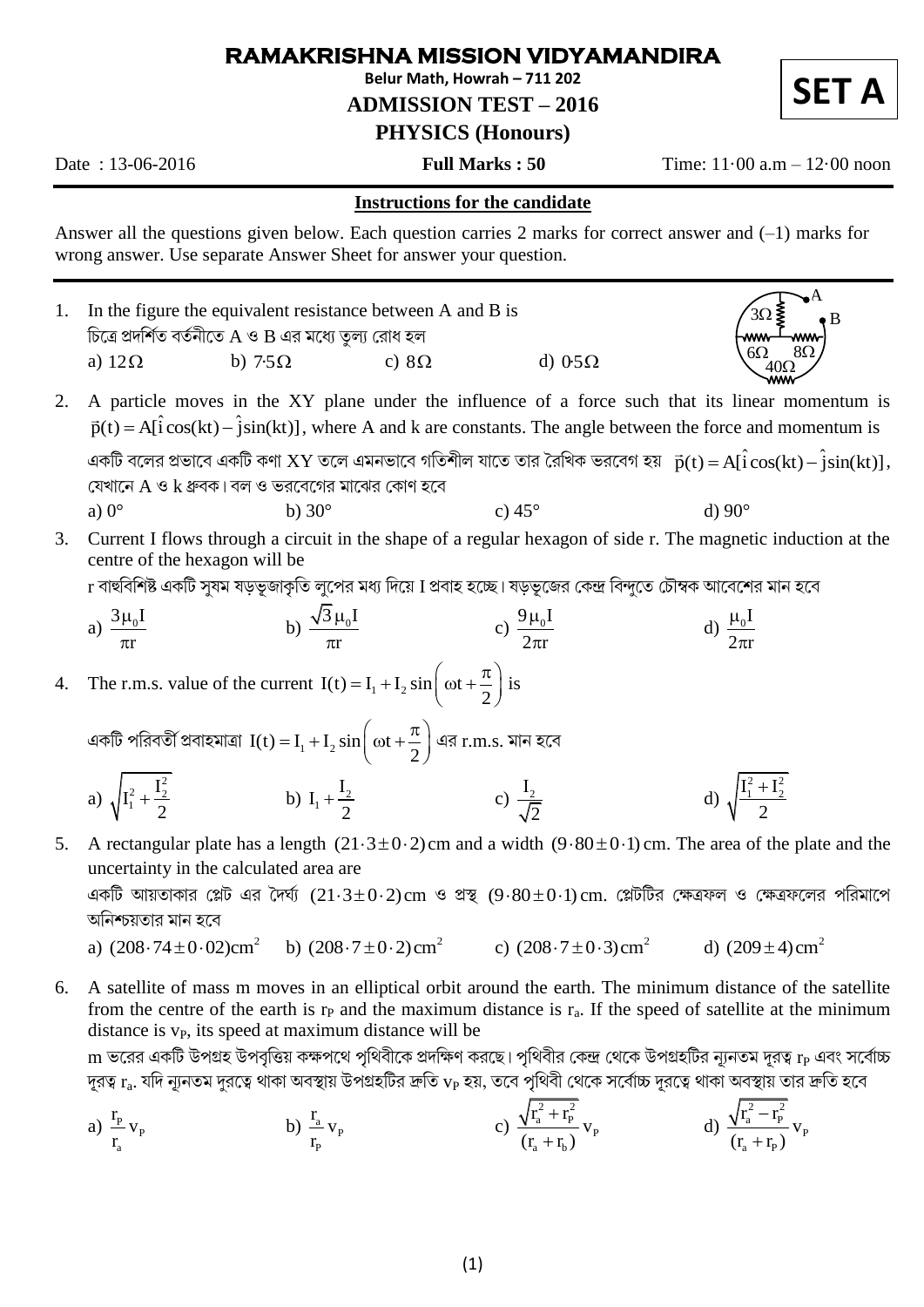# RAMAKRISHNA MISSION VIDYAMANDIRA

**Belur Math, Howrah – 711 202**

**ADMISSION TEST – 2016**

**PHYSICS (Honours)**

**SET A**

Date : 13-06-2016 **Full Marks : 50** Time: 11·00 a.m – 12·00 noon

**Instructions for the candidate**

Answer all the questions given below. Each question carries 2 marks for correct answer and (–1) marks for wrong answer. Use separate Answer Sheet for answer your question.

1. In the figure the equivalent resistance between A and B is
চিত্রে প্রদর্শিত বর্তনীতে A ও B এর মধ্যে তুল্য রোধ হল
a) $12\Omega$ b) $7{\cdot}5\Omega$ c) $8\Omega$ d) $0{\cdot}5\Omega$

2. A particle moves in the XY plane under the influence of a force such that its linear momentum is $\vec{p}(t) = A[\hat{i}\cos(kt) - \hat{j}\sin(kt)]$, where A and k are constants. The angle between the force and momentum is
একটি বলের প্রভাবে একটি কণা XY তলে এমনভাবে গতিশীল যাতে তার রৈখিক ভরবেগ হয় $\vec{p}(t) = A[\hat{i}\cos(kt) - \hat{j}\sin(kt)]$, যেখানে A ও k ধ্রুবক। বল ও ভরবেগের মাঝের কোণ হবে
a) $0°$ b) $30°$ c) $45°$ d) $90°$

3. Current I flows through a circuit in the shape of a regular hexagon of side r. The magnetic induction at the centre of the hexagon will be
r বাহুবিশিষ্ট একটি সুষম ষড়ভূজাকৃতি লুপের মধ্য দিয়ে I প্রবাহ হচ্ছে। ষড়ভুজের কেন্দ্র বিন্দুতে চৌম্বক আবেশের মান হবে
a) $\dfrac{3\mu_0 I}{\pi r}$ b) $\dfrac{\sqrt{3}\mu_0 I}{\pi r}$ c) $\dfrac{9\mu_0 I}{2\pi r}$ d) $\dfrac{\mu_0 I}{2\pi r}$

4. The r.m.s. value of the current $I(t) = I_1 + I_2 \sin\left(\omega t + \dfrac{\pi}{2}\right)$ is
একটি পরিবর্তী প্রবাহমাত্রা $I(t) = I_1 + I_2 \sin\left(\omega t + \dfrac{\pi}{2}\right)$ এর r.m.s. মান হবে
a) $\sqrt{I_1^2 + \dfrac{I_2^2}{2}}$ b) $I_1 + \dfrac{I_2}{2}$ c) $\dfrac{I_2}{\sqrt{2}}$ d) $\sqrt{\dfrac{I_1^2 + I_2^2}{2}}$

5. A rectangular plate has a length $(21{\cdot}3 \pm 0{\cdot}2)\,\text{cm}$ and a width $(9{\cdot}80 \pm 0{\cdot}1)\,\text{cm}$. The area of the plate and the uncertainty in the calculated area are
একটি আয়তাকার প্লেট এর দৈর্ঘ্য $(21{\cdot}3 \pm 0{\cdot}2)\,\text{cm}$ ও প্রস্থ $(9{\cdot}80 \pm 0{\cdot}1)\,\text{cm}$. প্লেটটির ক্ষেত্রফল ও ক্ষেত্রফলের পরিমাপে অনিশ্চয়তার মান হবে
a) $(208{\cdot}74 \pm 0{\cdot}02)\text{cm}^2$ b) $(208{\cdot}7 \pm 0{\cdot}2)\,\text{cm}^2$ c) $(208{\cdot}7 \pm 0{\cdot}3)\,\text{cm}^2$ d) $(209 \pm 4)\,\text{cm}^2$

6. A satellite of mass m moves in an elliptical orbit around the earth. The minimum distance of the satellite from the centre of the earth is $r_P$ and the maximum distance is $r_a$. If the speed of satellite at the minimum distance is $v_P$, its speed at maximum distance will be
m ভরের একটি উপগ্রহ উপবৃত্তিয় কক্ষপথে পৃথিবীকে প্রদক্ষিণ করছে। পৃথিবীর কেন্দ্র থেকে উপগ্রহটির ন্যূনতম দূরত্ব $r_P$ এবং সর্বোচ্চ দূরত্ব $r_a$. যদি ন্যূনতম দুরত্বে থাকা অবস্থায় উপগ্রহটির দ্রুতি $v_P$ হয়, তবে পৃথিবী থেকে সর্বোচ্চ দূরত্বে থাকা অবস্থায় তার দ্রুতি হবে
a) $\dfrac{r_P}{r_a} v_P$ b) $\dfrac{r_a}{r_P} v_P$ c) $\dfrac{\sqrt{r_a^2 + r_P^2}}{(r_a + r_b)} v_P$ d) $\dfrac{\sqrt{r_a^2 - r_P^2}}{(r_a + r_P)} v_P$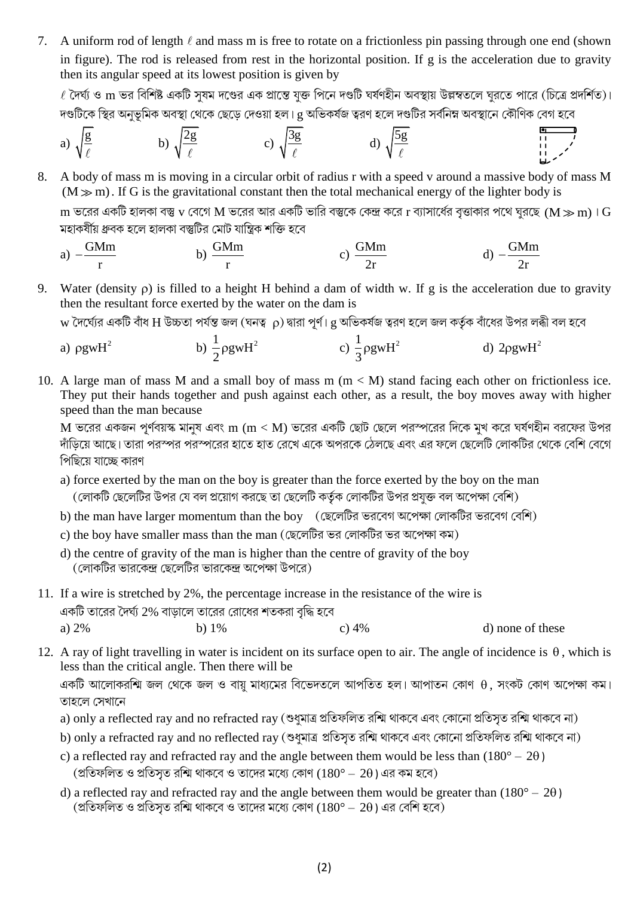7. A uniform rod of length $\ell$ and mass m is free to rotate on a frictionless pin passing through one end (shown in figure). The rod is released from rest in the horizontal position. If g is the acceleration due to gravity then its angular speed at its lowest position is given by

   $\ell$ দৈর্ঘ্য ও m ভর বিশিষ্ট একটি সুষম দণ্ডের এক প্রান্তে যুক্ত পিনে দণ্ডটি ঘর্ষণহীন অবস্থায় উল্লম্বতলে ঘুরতে পারে (চিত্রে প্রদর্শিত)। দণ্ডটিকে স্থির অনুভূমিক অবস্থা থেকে ছেড়ে দেওয়া হল। g অভিকর্ষজ ত্বরণ হলে দণ্ডটির সর্বনিম্ন অবস্থানে কৌণিক বেগ হবে

   a) $\sqrt{\frac{g}{\ell}}$ b) $\sqrt{\frac{2g}{\ell}}$ c) $\sqrt{\frac{3g}{\ell}}$ d) $\sqrt{\frac{5g}{\ell}}$

8. A body of mass m is moving in a circular orbit of radius r with a speed v around a massive body of mass M $(M \gg m)$. If G is the gravitational constant then the total mechanical energy of the lighter body is

   m ভরের একটি হালকা বস্তু v বেগে M ভরের আর একটি ভারি বস্তুকে কেন্দ্র করে r ব্যাসার্ধের বৃত্তাকার পথে ঘুরছে $(M \gg m)$। G মহাকর্ষীয় ধ্রুবক হলে হালকা বস্তুটির মোট যান্ত্রিক শক্তি হবে

   a) $-\frac{GMm}{r}$ b) $\frac{GMm}{r}$ c) $\frac{GMm}{2r}$ d) $-\frac{GMm}{2r}$

9. Water (density $\rho$) is filled to a height H behind a dam of width w. If g is the acceleration due to gravity then the resultant force exerted by the water on the dam is

   w দৈর্ঘ্যের একটি বাঁধ H উচ্চতা পর্যন্ত জল (ঘনত্ব $\rho$) দ্বারা পূর্ণ। g অভিকর্ষজ ত্বরণ হলে জল কর্তৃক বাঁধের উপর লব্ধী বল হবে

   a) $\rho gwH^2$ b) $\frac{1}{2}\rho gwH^2$ c) $\frac{1}{3}\rho gwH^2$ d) $2\rho gwH^2$

10. A large man of mass M and a small boy of mass m $(m < M)$ stand facing each other on frictionless ice. They put their hands together and push against each other, as a result, the boy moves away with higher speed than the man because

    M ভরের একজন পূর্ণবয়স্ক মানুষ এবং m $(m < M)$ ভরের একটি ছোট ছেলে পরস্পরের দিকে মুখ করে ঘর্ষণহীন বরফের উপর দাঁড়িয়ে আছে। তারা পরস্পর পরস্পরের হাতে হাত রেখে একে অপরকে ঠেলছে এবং এর ফলে ছেলেটি লোকটির থেকে বেশি বেগে পিছিয়ে যাচ্ছে কারণ

    a) force exerted by the man on the boy is greater than the force exerted by the boy on the man (লোকটি ছেলেটির উপর যে বল প্রয়োগ করছে তা ছেলেটি কর্তৃক লোকটির উপর প্রযুক্ত বল অপেক্ষা বেশি)

    b) the man have larger momentum than the boy (ছেলেটির ভরবেগ অপেক্ষা লোকটির ভরবেগ বেশি)

    c) the boy have smaller mass than the man (ছেলেটির ভর লোকটির ভর অপেক্ষা কম)

    d) the centre of gravity of the man is higher than the centre of gravity of the boy (লোকটির ভারকেন্দ্র ছেলেটির ভারকেন্দ্র অপেক্ষা উপরে)

11. If a wire is stretched by 2%, the percentage increase in the resistance of the wire is

    একটি তারের দৈর্ঘ্য 2% বাড়ালে তারের রোধের শতকরা বৃদ্ধি হবে

    a) 2% b) 1% c) 4% d) none of these

12. A ray of light travelling in water is incident on its surface open to air. The angle of incidence is $\theta$, which is less than the critical angle. Then there will be

    একটি আলোকরশ্মি জল থেকে জল ও বায়ু মাধ্যমের বিভেদতলে আপতিত হল। আপাতন কোণ $\theta$, সংকট কোণ অপেক্ষা কম। তাহলে সেখানে

    a) only a reflected ray and no refracted ray (শুধুমাত্র প্রতিফলিত রশ্মি থাকবে এবং কোনো প্রতিসৃত রশ্মি থাকবে না)

    b) only a refracted ray and no reflected ray (শুধুমাত্র প্রতিসৃত রশ্মি থাকবে এবং কোনো প্রতিফলিত রশ্মি থাকবে না)

    c) a reflected ray and refracted ray and the angle between them would be less than $(180° - 2\theta)$ (প্রতিফলিত ও প্রতিসৃত রশ্মি থাকবে ও তাদের মধ্যে কোণ $(180° - 2\theta)$ এর কম হবে)

    d) a reflected ray and refracted ray and the angle between them would be greater than $(180° - 2\theta)$ (প্রতিফলিত ও প্রতিসৃত রশ্মি থাকবে ও তাদের মধ্যে কোণ $(180° - 2\theta)$ এর বেশি হবে)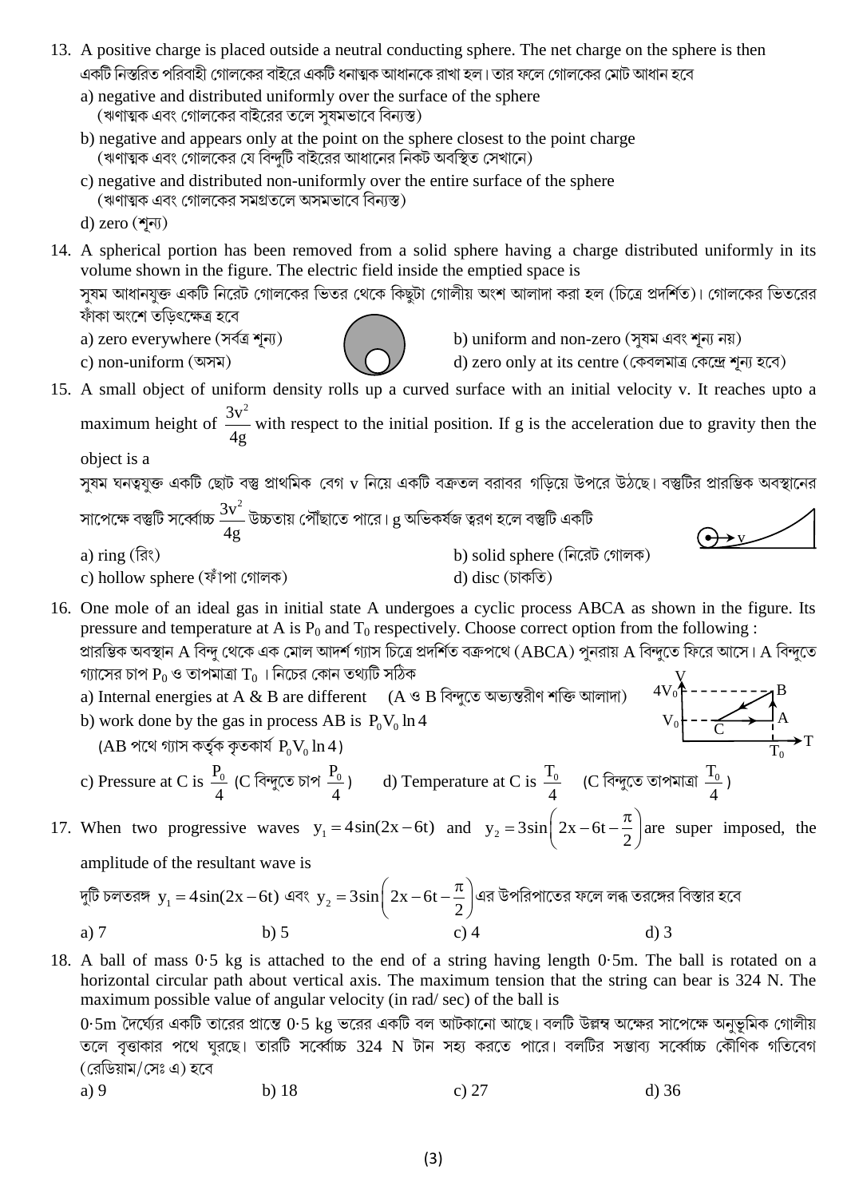13. A positive charge is placed outside a neutral conducting sphere. The net charge on the sphere is then

একটি নিস্তরিত পরিবাহী গোলকের বাইরে একটি ধনাত্মক আধানকে রাখা হল। তার ফলে গোলকের মোট আধান হবে

a) negative and distributed uniformly over the surface of the sphere
(ঋণাত্মক এবং গোলকের বাইরের তলে সুষমভাবে বিন্যস্ত)

b) negative and appears only at the point on the sphere closest to the point charge
(ঋণাত্মক এবং গোলকের যে বিন্দুটি বাইরের আধানের নিকট অবস্থিত সেখানে)

c) negative and distributed non-uniformly over the entire surface of the sphere
(ঋণাত্মক এবং গোলকের সমগ্রতলে অসমভাবে বিন্যস্ত)

d) zero (শূন্য)

14. A spherical portion has been removed from a solid sphere having a charge distributed uniformly in its volume shown in the figure. The electric field inside the emptied space is

সুষম আধানযুক্ত একটি নিরেট গোলকের ভিতর থেকে কিছুটা গোলীয় অংশ আলাদা করা হল (চিত্রে প্রদর্শিত)। গোলকের ভিতরের ফাঁকা অংশে তড়িৎক্ষেত্র হবে

a) zero everywhere (সর্বত্র শূন্য)

b) uniform and non-zero (সুষম এবং শূন্য নয়)

c) non-uniform (অসম)

d) zero only at its centre (কেবলমাত্র কেন্দ্রে শূন্য হবে)

15. A small object of uniform density rolls up a curved surface with an initial velocity v. It reaches upto a maximum height of $\frac{3v^2}{4g}$ with respect to the initial position. If g is the acceleration due to gravity then the object is a

সুষম ঘনত্বযুক্ত একটি ছোট বস্তু প্রাথমিক বেগ v নিয়ে একটি বক্রতল বরাবর গড়িয়ে উপরে উঠছে। বস্তুটির প্রারম্ভিক অবস্থানের সাপেক্ষে বস্তুটি সর্বোচ্চ $\frac{3v^2}{4g}$ উচ্চতায় পৌঁছাতে পারে। g অভিকর্ষজ ত্বরণ হলে বস্তুটি একটি

a) ring (রিং)

b) solid sphere (নিরেট গোলক)

c) hollow sphere (ফাঁপা গোলক)

d) disc (চাকতি)

16. One mole of an ideal gas in initial state A undergoes a cyclic process ABCA as shown in the figure. Its pressure and temperature at A is $P_0$ and $T_0$ respectively. Choose correct option from the following :

প্রারম্ভিক অবস্থান A বিন্দু থেকে এক মোল আদর্শ গ্যাস চিত্রে প্রদর্শিত বক্রপথে (ABCA) পুনরায় A বিন্দুতে ফিরে আসে। A বিন্দুতে গ্যাসের চাপ $P_0$ ও তাপমাত্রা $T_0$ । নিচের কোন তথ্যটি সঠিক

a) Internal energies at A & B are different (A ও B বিন্দুতে অভ্যন্তরীণ শক্তি আলাদা)

b) work done by the gas in process AB is $P_0V_0 \ln 4$
(AB পথে গ্যাস কর্তৃক কৃতকার্য $P_0V_0 \ln 4$)

c) Pressure at C is $\frac{P_0}{4}$ (C বিন্দুতে চাপ $\frac{P_0}{4}$)

d) Temperature at C is $\frac{T_0}{4}$ (C বিন্দুতে তাপমাত্রা $\frac{T_0}{4}$)

17. When two progressive waves $y_1 = 4\sin(2x - 6t)$ and $y_2 = 3\sin\left(2x - 6t - \frac{\pi}{2}\right)$ are super imposed, the amplitude of the resultant wave is

দুটি চলতরঙ্গ $y_1 = 4\sin(2x - 6t)$ এবং $y_2 = 3\sin\left(2x - 6t - \frac{\pi}{2}\right)$ এর উপরিপাতের ফলে লব্ধ তরঙ্গের বিস্তার হবে

a) 7 b) 5 c) 4 d) 3

18. A ball of mass 0·5 kg is attached to the end of a string having length 0·5m. The ball is rotated on a horizontal circular path about vertical axis. The maximum tension that the string can bear is 324 N. The maximum possible value of angular velocity (in rad/ sec) of the ball is

0·5m দৈর্ঘ্যের একটি তারের প্রান্তে 0·5 kg ভরের একটি বল আটকানো আছে। বলটি উল্লম্ব অক্ষের সাপেক্ষে অনুভূমিক গোলীয় তলে বৃত্তাকার পথে ঘুরছে। তারটি সর্বোচ্চ 324 N টান সহ্য করতে পারে। বলটির সম্ভাব্য সর্বোচ্চ কৌণিক গতিবেগ (রেডিয়াম/সেঃ এ) হবে

a) 9 b) 18 c) 27 d) 36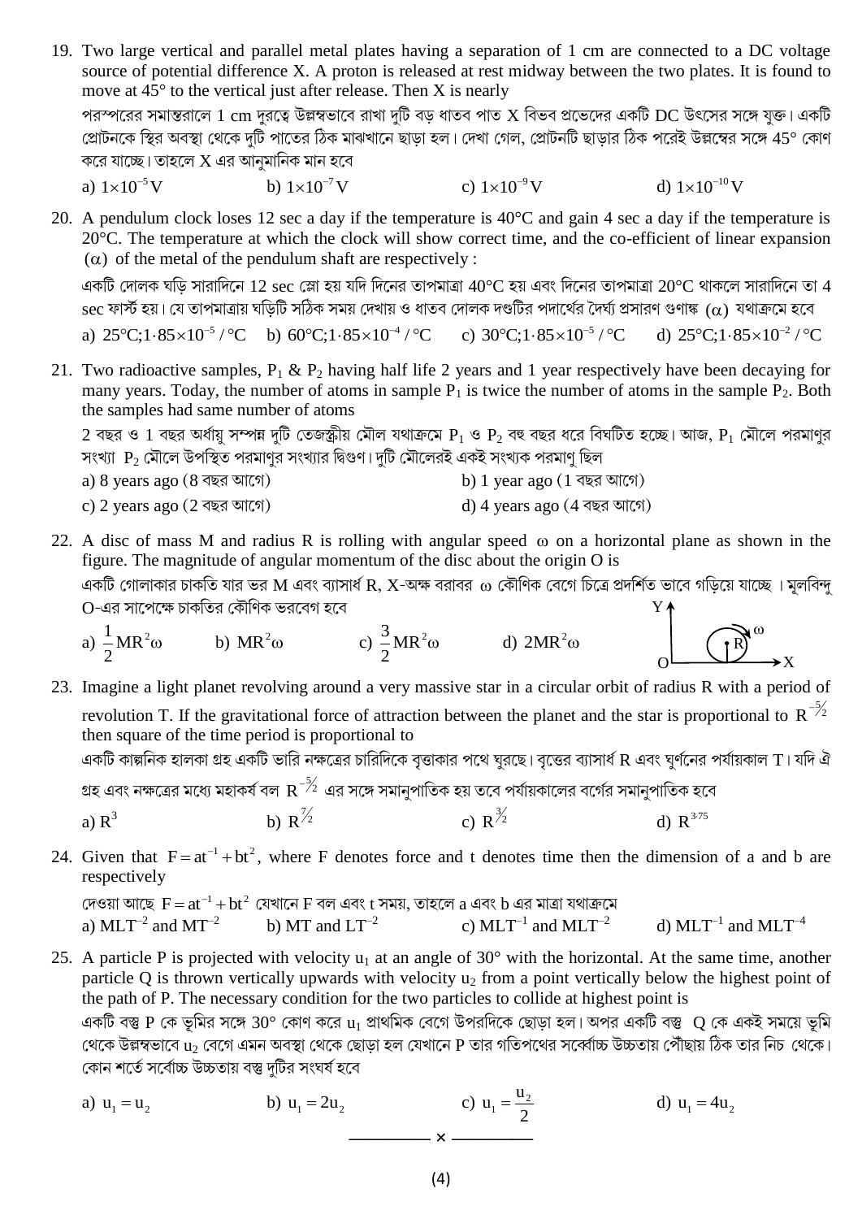19. Two large vertical and parallel metal plates having a separation of 1 cm are connected to a DC voltage source of potential difference X. A proton is released at rest midway between the two plates. It is found to move at 45° to the vertical just after release. Then X is nearly

পরস্পরের সমান্তরালে 1 cm দূরত্বে উল্লম্বভাবে রাখা দুটি বড় ধাতব পাত X বিভব প্রভেদের একটি DC উৎসের সঙ্গে যুক্ত। একটি প্রোটনকে স্থির অবস্থা থেকে দুটি পাতের ঠিক মাঝখানে ছাড়া হল। দেখা গেল, প্রোটনটি ছাড়ার ঠিক পরেই উল্লম্বের সঙ্গে 45° কোণ করে যাচ্ছে। তাহলে X এর আনুমানিক মান হবে

a) $1\times10^{-5}$V b) $1\times10^{-7}$V c) $1\times10^{-9}$V d) $1\times10^{-10}$V

20. A pendulum clock loses 12 sec a day if the temperature is 40°C and gain 4 sec a day if the temperature is 20°C. The temperature at which the clock will show correct time, and the co-efficient of linear expansion $(\alpha)$ of the metal of the pendulum shaft are respectively :

একটি দোলক ঘড়ি সারাদিনে 12 sec স্লো হয় যদি দিনের তাপমাত্রা 40°C হয় এবং দিনের তাপমাত্রা 20°C থাকলে সারাদিনে তা 4 sec ফার্স্ট হয়। যে তাপমাত্রায় ঘড়িটি সঠিক সময় দেখায় ও ধাতব দোলক দণ্ডটির পদার্থের দৈর্ঘ্য প্রসারণ গুণাঙ্ক $(\alpha)$ যথাক্রমে হবে

a) $25°C; 1{\cdot}85\times10^{-5}/°C$ b) $60°C; 1{\cdot}85\times10^{-4}/°C$ c) $30°C; 1{\cdot}85\times10^{-5}/°C$ d) $25°C; 1{\cdot}85\times10^{-2}/°C$

21. Two radioactive samples, $P_1$ & $P_2$ having half life 2 years and 1 year respectively have been decaying for many years. Today, the number of atoms in sample $P_1$ is twice the number of atoms in the sample $P_2$. Both the samples had same number of atoms

2 বছর ও 1 বছর অর্ধায়ু সম্পন্ন দুটি তেজস্ক্রীয় মৌল যথাক্রমে $P_1$ ও $P_2$ বহু বছর ধরে বিঘটিত হচ্ছে। আজ, $P_1$ মৌলে পরমাণুর সংখ্যা $P_2$ মৌলে উপস্থিত পরমাণুর সংখ্যার দ্বিগুণ। দুটি মৌলেরই একই সংখ্যক পরমাণু ছিল

a) 8 years ago (8 বছর আগে) b) 1 year ago (1 বছর আগে)
c) 2 years ago (2 বছর আগে) d) 4 years ago (4 বছর আগে)

22. A disc of mass M and radius R is rolling with angular speed $\omega$ on a horizontal plane as shown in the figure. The magnitude of angular momentum of the disc about the origin O is

একটি গোলাকার চাকতি যার ভর M এবং ব্যাসার্ধ R, X-অক্ষ বরাবর $\omega$ কৌণিক বেগে চিত্রে প্রদর্শিত ভাবে গড়িয়ে যাচ্ছে । মূলবিন্দু O-এর সাপেক্ষে চাকতির কৌণিক ভরবেগ হবে

Y, ω, R, O, X

a) $\frac{1}{2}MR^2\omega$ b) $MR^2\omega$ c) $\frac{3}{2}MR^2\omega$ d) $2MR^2\omega$

23. Imagine a light planet revolving around a very massive star in a circular orbit of radius R with a period of revolution T. If the gravitational force of attraction between the planet and the star is proportional to $R^{-5/2}$ then square of the time period is proportional to

একটি কাল্পনিক হালকা গ্রহ একটি ভারি নক্ষত্রের চারিদিকে বৃত্তাকার পথে ঘুরছে। বৃত্তের ব্যাসার্ধ R এবং ঘূর্ণনের পর্যায়কাল T। যদি ঐ গ্রহ এবং নক্ষত্রের মধ্যে মহাকর্ষ বল $R^{-5/2}$ এর সঙ্গে সমানুপাতিক হয় তবে পর্যায়কালের বর্গের সমানুপাতিক হবে

a) $R^3$ b) $R^{7/2}$ c) $R^{3/2}$ d) $R^{3.75}$

24. Given that $F = at^{-1} + bt^2$, where F denotes force and t denotes time then the dimension of a and b are respectively

দেওয়া আছে $F = at^{-1} + bt^2$ যেখানে F বল এবং t সময়, তাহলে a এবং b এর মাত্রা যথাক্রমে

a) $MLT^{-2}$ and $MT^{-2}$ b) MT and $LT^{-2}$ c) $MLT^{-1}$ and $MLT^{-2}$ d) $MLT^{-1}$ and $MLT^{-4}$

25. A particle P is projected with velocity $u_1$ at an angle of 30° with the horizontal. At the same time, another particle Q is thrown vertically upwards with velocity $u_2$ from a point vertically below the highest point of the path of P. The necessary condition for the two particles to collide at highest point is

একটি বস্তু P কে ভূমির সঙ্গে 30° কোণ করে $u_1$ প্রাথমিক বেগে উপরদিকে ছোড়া হল। অপর একটি বস্তু Q কে একই সময়ে ভূমি থেকে উল্লম্বভাবে $u_2$ বেগে এমন অবস্থা থেকে ছোড়া হল যেখানে P তার গতিপথের সর্বোচ্চ উচ্চতায় পৌঁছায় ঠিক তার নিচ থেকে। কোন শর্তে সর্বোচ্চ উচ্চতায় বস্তু দুটির সংঘর্ষ হবে

a) $u_1 = u_2$ b) $u_1 = 2u_2$ c) $u_1 = \frac{u_2}{2}$ d) $u_1 = 4u_2$

—————— × ——————